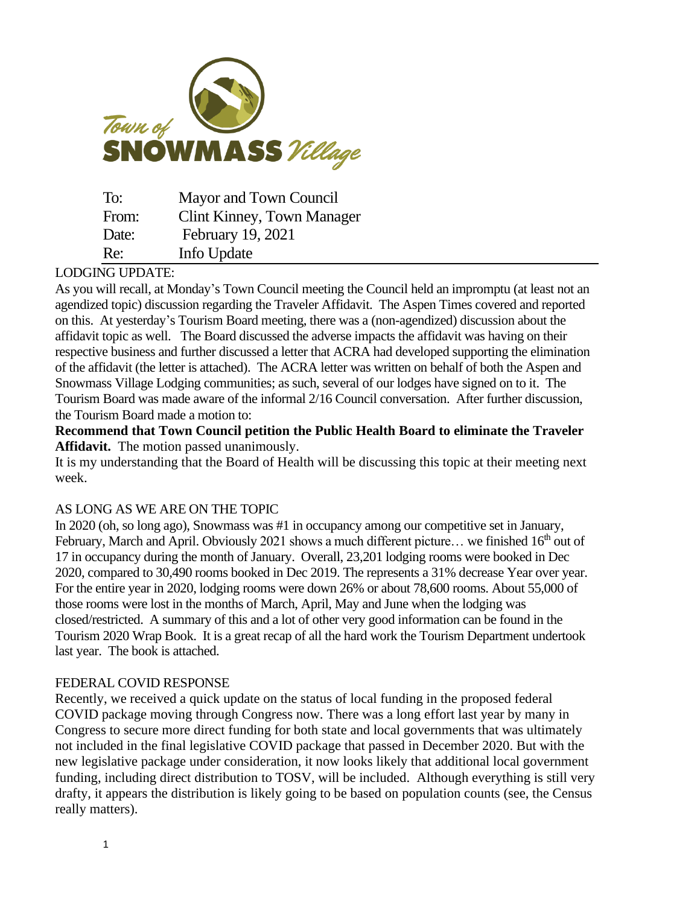Town of SNOWMASS Village

| To: | Mayor and Town Council |
|---|---|
| From: | Clint Kinney, Town Manager |
| Date: | February 19, 2021 |
| Re: | Info Update |

LODGING UPDATE:

As you will recall, at Monday's Town Council meeting the Council held an impromptu (at least not an agendized topic) discussion regarding the Traveler Affidavit. The Aspen Times covered and reported on this. At yesterday's Tourism Board meeting, there was a (non-agendized) discussion about the affidavit topic as well. The Board discussed the adverse impacts the affidavit was having on their respective business and further discussed a letter that ACRA had developed supporting the elimination of the affidavit (the letter is attached). The ACRA letter was written on behalf of both the Aspen and Snowmass Village Lodging communities; as such, several of our lodges have signed on to it. The Tourism Board was made aware of the informal 2/16 Council conversation. After further discussion, the Tourism Board made a motion to:

**Recommend that Town Council petition the Public Health Board to eliminate the Traveler Affidavit.** The motion passed unanimously.

It is my understanding that the Board of Health will be discussing this topic at their meeting next week.

AS LONG AS WE ARE ON THE TOPIC

In 2020 (oh, so long ago), Snowmass was #1 in occupancy among our competitive set in January, February, March and April. Obviously 2021 shows a much different picture… we finished 16th out of 17 in occupancy during the month of January. Overall, 23,201 lodging rooms were booked in Dec 2020, compared to 30,490 rooms booked in Dec 2019. The represents a 31% decrease Year over year. For the entire year in 2020, lodging rooms were down 26% or about 78,600 rooms. About 55,000 of those rooms were lost in the months of March, April, May and June when the lodging was closed/restricted. A summary of this and a lot of other very good information can be found in the Tourism 2020 Wrap Book. It is a great recap of all the hard work the Tourism Department undertook last year. The book is attached.

FEDERAL COVID RESPONSE

Recently, we received a quick update on the status of local funding in the proposed federal COVID package moving through Congress now. There was a long effort last year by many in Congress to secure more direct funding for both state and local governments that was ultimately not included in the final legislative COVID package that passed in December 2020. But with the new legislative package under consideration, it now looks likely that additional local government funding, including direct distribution to TOSV, will be included. Although everything is still very drafty, it appears the distribution is likely going to be based on population counts (see, the Census really matters).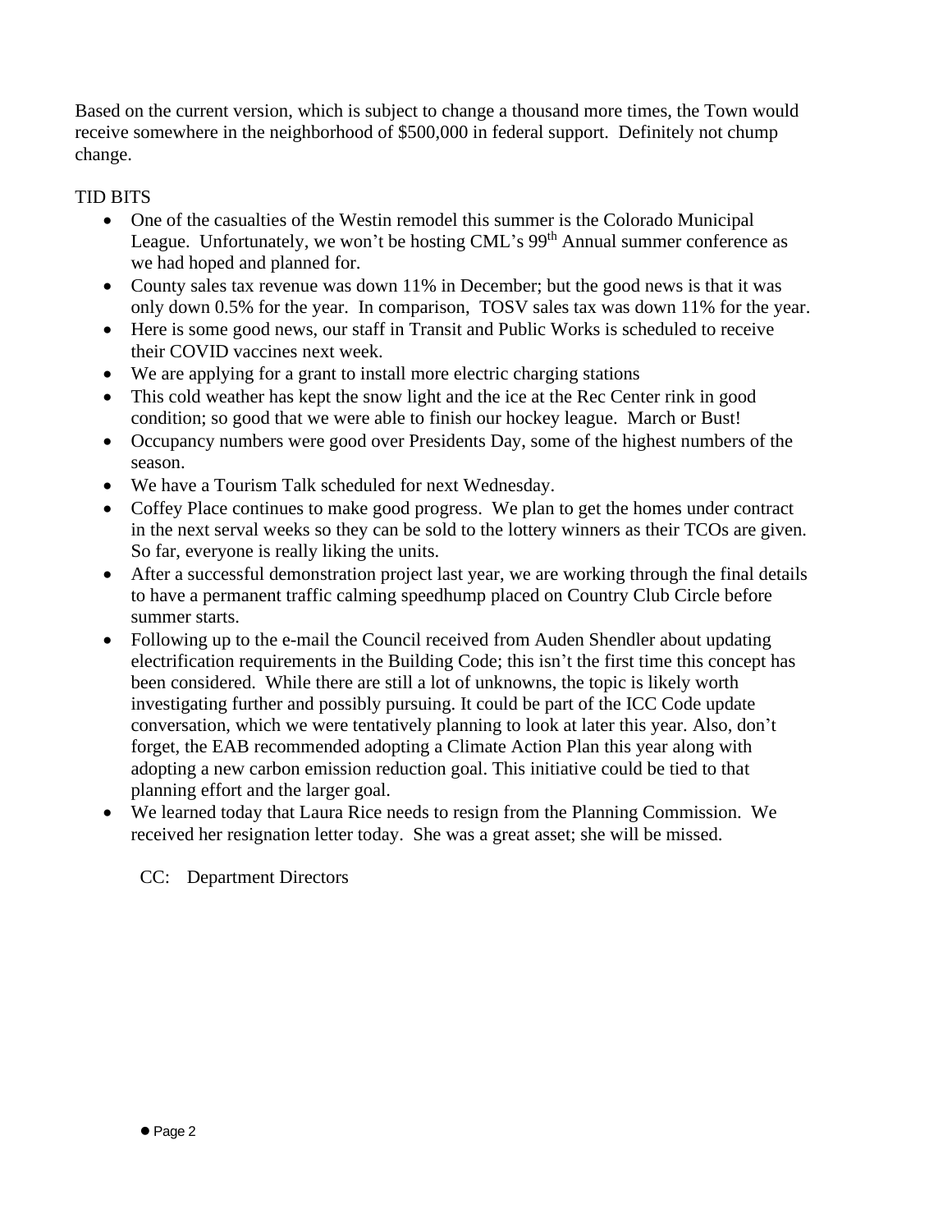Based on the current version, which is subject to change a thousand more times, the Town would receive somewhere in the neighborhood of $500,000 in federal support. Definitely not chump change.

TID BITS

- One of the casualties of the Westin remodel this summer is the Colorado Municipal League. Unfortunately, we won't be hosting CML's 99th Annual summer conference as we had hoped and planned for.
- County sales tax revenue was down 11% in December; but the good news is that it was only down 0.5% for the year. In comparison, TOSV sales tax was down 11% for the year.
- Here is some good news, our staff in Transit and Public Works is scheduled to receive their COVID vaccines next week.
- We are applying for a grant to install more electric charging stations
- This cold weather has kept the snow light and the ice at the Rec Center rink in good condition; so good that we were able to finish our hockey league. March or Bust!
- Occupancy numbers were good over Presidents Day, some of the highest numbers of the season.
- We have a Tourism Talk scheduled for next Wednesday.
- Coffey Place continues to make good progress. We plan to get the homes under contract in the next serval weeks so they can be sold to the lottery winners as their TCOs are given. So far, everyone is really liking the units.
- After a successful demonstration project last year, we are working through the final details to have a permanent traffic calming speedhump placed on Country Club Circle before summer starts.
- Following up to the e-mail the Council received from Auden Shendler about updating electrification requirements in the Building Code; this isn't the first time this concept has been considered. While there are still a lot of unknowns, the topic is likely worth investigating further and possibly pursuing. It could be part of the ICC Code update conversation, which we were tentatively planning to look at later this year. Also, don't forget, the EAB recommended adopting a Climate Action Plan this year along with adopting a new carbon emission reduction goal. This initiative could be tied to that planning effort and the larger goal.
- We learned today that Laura Rice needs to resign from the Planning Commission. We received her resignation letter today. She was a great asset; she will be missed.

CC: Department Directors